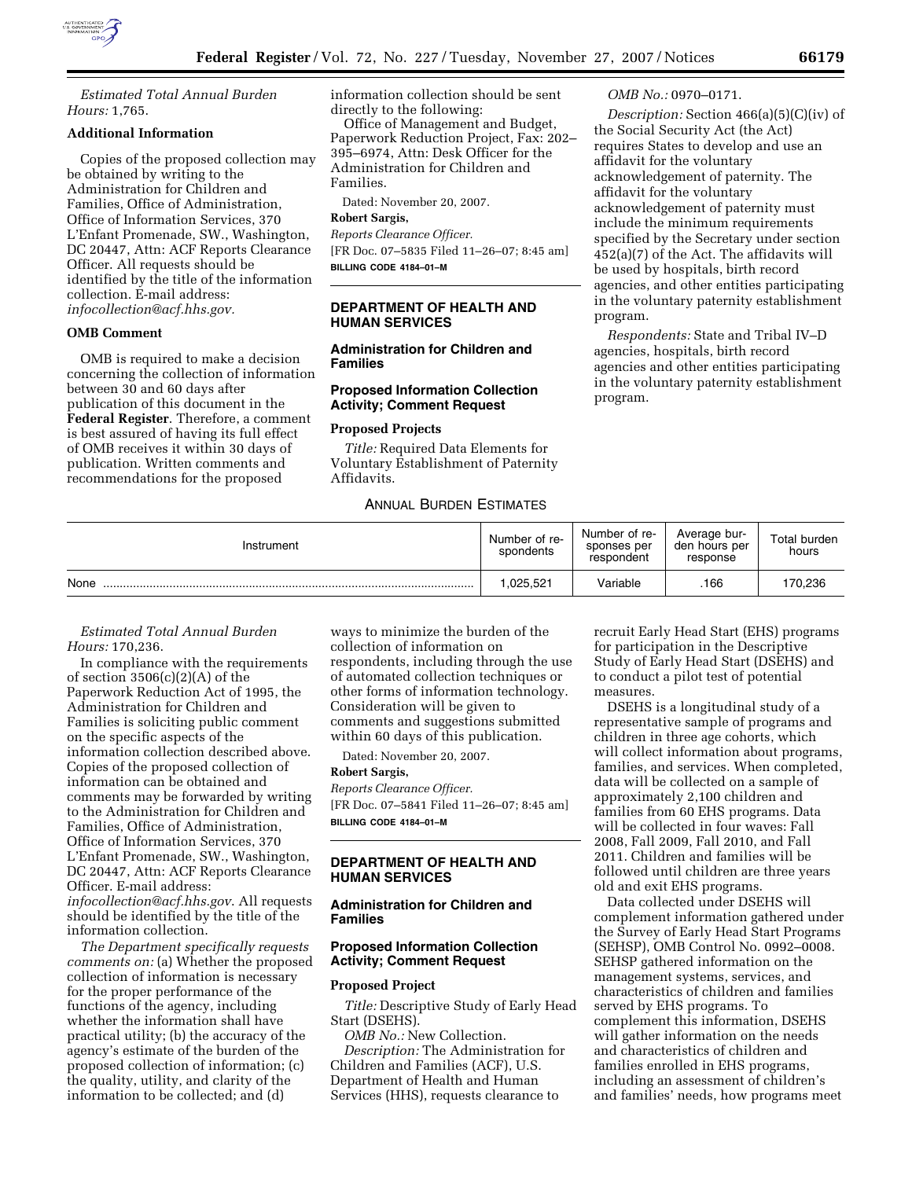*Estimated Total Annual Burden Hours:* 1,765.

**Additional Information**

Copies of the proposed collection may be obtained by writing to the Administration for Children and Families, Office of Administration, Office of Information Services, 370 L'Enfant Promenade, SW., Washington, DC 20447, Attn: ACF Reports Clearance Officer. All requests should be identified by the title of the information collection. E-mail address: *infocollection@acf.hhs.gov.*

**OMB Comment**

OMB is required to make a decision concerning the collection of information between 30 and 60 days after publication of this document in the **Federal Register**. Therefore, a comment is best assured of having its full effect if OMB receives it within 30 days of publication. Written comments and recommendations for the proposed information collection should be sent directly to the following:

Office of Management and Budget, Paperwork Reduction Project, Fax: 202–395–6974, Attn: Desk Officer for the Administration for Children and Families.

Dated: November 20, 2007.

**Robert Sargis,**

*Reports Clearance Officer.*

[FR Doc. 07–5835 Filed 11–26–07; 8:45 am]

**BILLING CODE 4184–01–M**

## DEPARTMENT OF HEALTH AND HUMAN SERVICES

### Administration for Children and Families

### Proposed Information Collection Activity; Comment Request

**Proposed Projects**

*Title:* Required Data Elements for Voluntary Establishment of Paternity Affidavits.

*OMB No.:* 0970–0171.

*Description:* Section 466(a)(5)(C)(iv) of the Social Security Act (the Act) requires States to develop and use an affidavit for the voluntary acknowledgement of paternity. The affidavit for the voluntary acknowledgement of paternity must include the minimum requirements specified by the Secretary under section 452(a)(7) of the Act. The affidavits will be used by hospitals, birth record agencies, and other entities participating in the voluntary paternity establishment program.

*Respondents:* State and Tribal IV–D agencies, hospitals, birth record agencies and other entities participating in the voluntary paternity establishment program.

ANNUAL BURDEN ESTIMATES

| Instrument | Number of respondents | Number of responses per respondent | Average burden hours per response | Total burden hours |
|---|---|---|---|---|
| None | 1,025,521 | Variable | .166 | 170,236 |

*Estimated Total Annual Burden Hours:* 170,236.

In compliance with the requirements of section 3506(c)(2)(A) of the Paperwork Reduction Act of 1995, the Administration for Children and Families is soliciting public comment on the specific aspects of the information collection described above. Copies of the proposed collection of information can be obtained and comments may be forwarded by writing to the Administration for Children and Families, Office of Administration, Office of Information Services, 370 L'Enfant Promenade, SW., Washington, DC 20447, Attn: ACF Reports Clearance Officer. E-mail address: *infocollection@acf.hhs.gov.* All requests should be identified by the title of the information collection.

*The Department specifically requests comments on:* (a) Whether the proposed collection of information is necessary for the proper performance of the functions of the agency, including whether the information shall have practical utility; (b) the accuracy of the agency's estimate of the burden of the proposed collection of information; (c) the quality, utility, and clarity of the information to be collected; and (d) ways to minimize the burden of the collection of information on respondents, including through the use of automated collection techniques or other forms of information technology. Consideration will be given to comments and suggestions submitted within 60 days of this publication.

Dated: November 20, 2007.

**Robert Sargis,**

*Reports Clearance Officer.*

[FR Doc. 07–5841 Filed 11–26–07; 8:45 am]

**BILLING CODE 4184–01–M**

## DEPARTMENT OF HEALTH AND HUMAN SERVICES

### Administration for Children and Families

### Proposed Information Collection Activity; Comment Request

**Proposed Project**

*Title:* Descriptive Study of Early Head Start (DSEHS).

*OMB No.:* New Collection.

*Description:* The Administration for Children and Families (ACF), U.S. Department of Health and Human Services (HHS), requests clearance to recruit Early Head Start (EHS) programs for participation in the Descriptive Study of Early Head Start (DSEHS) and to conduct a pilot test of potential measures.

DSEHS is a longitudinal study of a representative sample of programs and children in three age cohorts, which will collect information about programs, families, and services. When completed, data will be collected on a sample of approximately 2,100 children and families from 60 EHS programs. Data will be collected in four waves: Fall 2008, Fall 2009, Fall 2010, and Fall 2011. Children and families will be followed until children are three years old and exit EHS programs.

Data collected under DSEHS will complement information gathered under the Survey of Early Head Start Programs (SEHSP), OMB Control No. 0992–0008. SEHSP gathered information on the management systems, services, and characteristics of children and families served by EHS programs. To complement this information, DSEHS will gather information on the needs and characteristics of children and families enrolled in EHS programs, including an assessment of children's and families' needs, how programs meet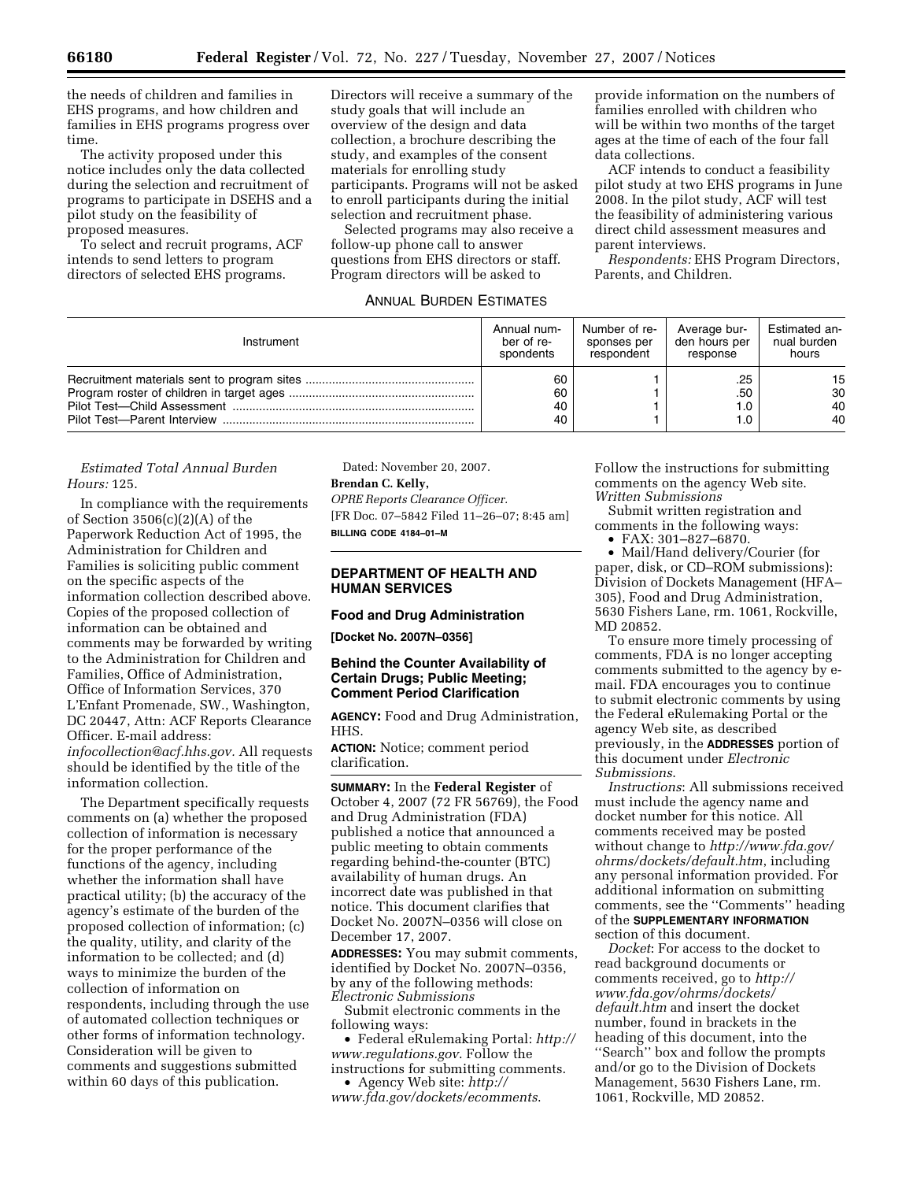the needs of children and families in EHS programs, and how children and families in EHS programs progress over time.

The activity proposed under this notice includes only the data collected during the selection and recruitment of programs to participate in DSEHS and a pilot study on the feasibility of proposed measures.

To select and recruit programs, ACF intends to send letters to program directors of selected EHS programs. Directors will receive a summary of the study goals that will include an overview of the design and data collection, a brochure describing the study, and examples of the consent materials for enrolling study participants. Programs will not be asked to enroll participants during the initial selection and recruitment phase.

Selected programs may also receive a follow-up phone call to answer questions from EHS directors or staff. Program directors will be asked to provide information on the numbers of families enrolled with children who will be within two months of the target ages at the time of each of the four fall data collections.

ACF intends to conduct a feasibility pilot study at two EHS programs in June 2008. In the pilot study, ACF will test the feasibility of administering various direct child assessment measures and parent interviews.

*Respondents:* EHS Program Directors, Parents, and Children.

ANNUAL BURDEN ESTIMATES

| Instrument | Annual number of respondents | Number of responses per respondent | Average burden hours per response | Estimated annual burden hours |
|---|---|---|---|---|
| Recruitment materials sent to program sites | 60 | 1 | .25 | 15 |
| Program roster of children in target ages | 60 | 1 | .50 | 30 |
| Pilot Test—Child Assessment | 40 | 1 | 1.0 | 40 |
| Pilot Test—Parent Interview | 40 | 1 | 1.0 | 40 |

*Estimated Total Annual Burden Hours:* 125.

In compliance with the requirements of Section 3506(c)(2)(A) of the Paperwork Reduction Act of 1995, the Administration for Children and Families is soliciting public comment on the specific aspects of the information collection described above. Copies of the proposed collection of information can be obtained and comments may be forwarded by writing to the Administration for Children and Families, Office of Administration, Office of Information Services, 370 L'Enfant Promenade, SW., Washington, DC 20447, Attn: ACF Reports Clearance Officer. E-mail address: *infocollection@acf.hhs.gov.* All requests should be identified by the title of the information collection.

The Department specifically requests comments on (a) whether the proposed collection of information is necessary for the proper performance of the functions of the agency, including whether the information shall have practical utility; (b) the accuracy of the agency's estimate of the burden of the proposed collection of information; (c) the quality, utility, and clarity of the information to be collected; and (d) ways to minimize the burden of the collection of information on respondents, including through the use of automated collection techniques or other forms of information technology. Consideration will be given to comments and suggestions submitted within 60 days of this publication.

Dated: November 20, 2007.

**Brendan C. Kelly,**

*OPRE Reports Clearance Officer.*

[FR Doc. 07–5842 Filed 11–26–07; 8:45 am]

**BILLING CODE 4184–01–M**

## DEPARTMENT OF HEALTH AND HUMAN SERVICES

### Food and Drug Administration

**[Docket No. 2007N–0356]**

### Behind the Counter Availability of Certain Drugs; Public Meeting; Comment Period Clarification

**AGENCY:** Food and Drug Administration, HHS.

**ACTION:** Notice; comment period clarification.

**SUMMARY:** In the **Federal Register** of October 4, 2007 (72 FR 56769), the Food and Drug Administration (FDA) published a notice that announced a public meeting to obtain comments regarding behind-the-counter (BTC) availability of human drugs. An incorrect date was published in that notice. This document clarifies that Docket No. 2007N–0356 will close on December 17, 2007.

**ADDRESSES:** You may submit comments, identified by Docket No. 2007N–0356, by any of the following methods:

*Electronic Submissions*

Submit electronic comments in the following ways:

- Federal eRulemaking Portal: *http://www.regulations.gov*. Follow the instructions for submitting comments.
- Agency Web site: *http://www.fda.gov/dockets/ecomments*. Follow the instructions for submitting comments on the agency Web site.

*Written Submissions*

Submit written registration and comments in the following ways:

- FAX: 301–827–6870.
- Mail/Hand delivery/Courier (for paper, disk, or CD–ROM submissions): Division of Dockets Management (HFA–305), Food and Drug Administration, 5630 Fishers Lane, rm. 1061, Rockville, MD 20852.

To ensure more timely processing of comments, FDA is no longer accepting comments submitted to the agency by e-mail. FDA encourages you to continue to submit electronic comments by using the Federal eRulemaking Portal or the agency Web site, as described previously, in the **ADDRESSES** portion of this document under *Electronic Submissions*.

*Instructions*: All submissions received must include the agency name and docket number for this notice. All comments received may be posted without change to *http://www.fda.gov/ohrms/dockets/default.htm*, including any personal information provided. For additional information on submitting comments, see the ''Comments'' heading of the **SUPPLEMENTARY INFORMATION** section of this document.

*Docket*: For access to the docket to read background documents or comments received, go to *http://www.fda.gov/ohrms/dockets/default.htm* and insert the docket number, found in brackets in the heading of this document, into the ''Search'' box and follow the prompts and/or go to the Division of Dockets Management, 5630 Fishers Lane, rm. 1061, Rockville, MD 20852.